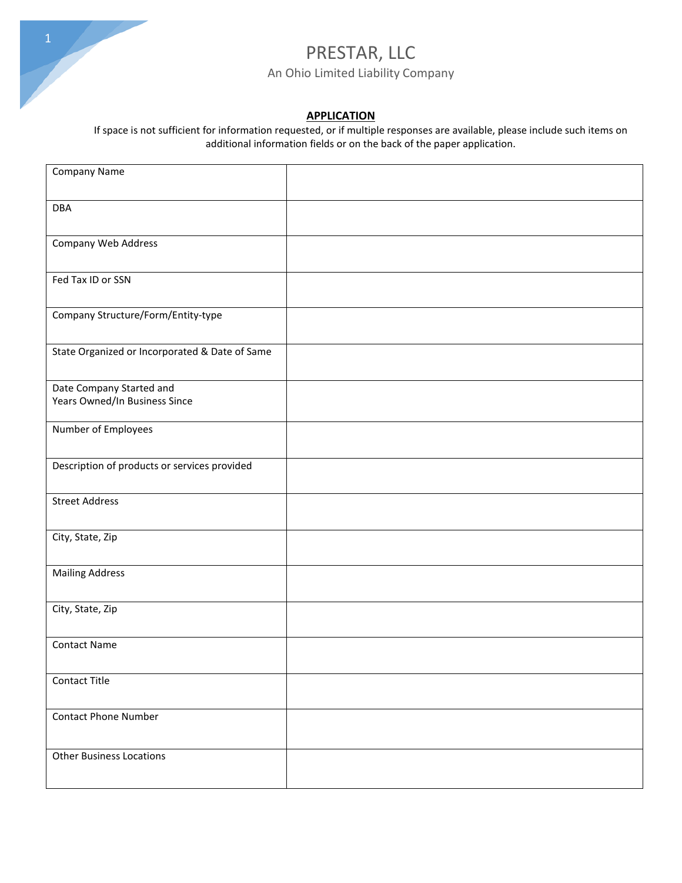# PRESTAR, LLC

An Ohio Limited Liability Company

## APPLICATION

If space is not sufficient for information requested, or if multiple responses are available, please include such items on additional information fields or on the back of the paper application.

| | |
|---|---|
| Company Name | |
| DBA | |
| Company Web Address | |
| Fed Tax ID or SSN | |
| Company Structure/Form/Entity-type | |
| State Organized or Incorporated & Date of Same | |
| Date Company Started and Years Owned/In Business Since | |
| Number of Employees | |
| Description of products or services provided | |
| Street Address | |
| City, State, Zip | |
| Mailing Address | |
| City, State, Zip | |
| Contact Name | |
| Contact Title | |
| Contact Phone Number | |
| Other Business Locations | |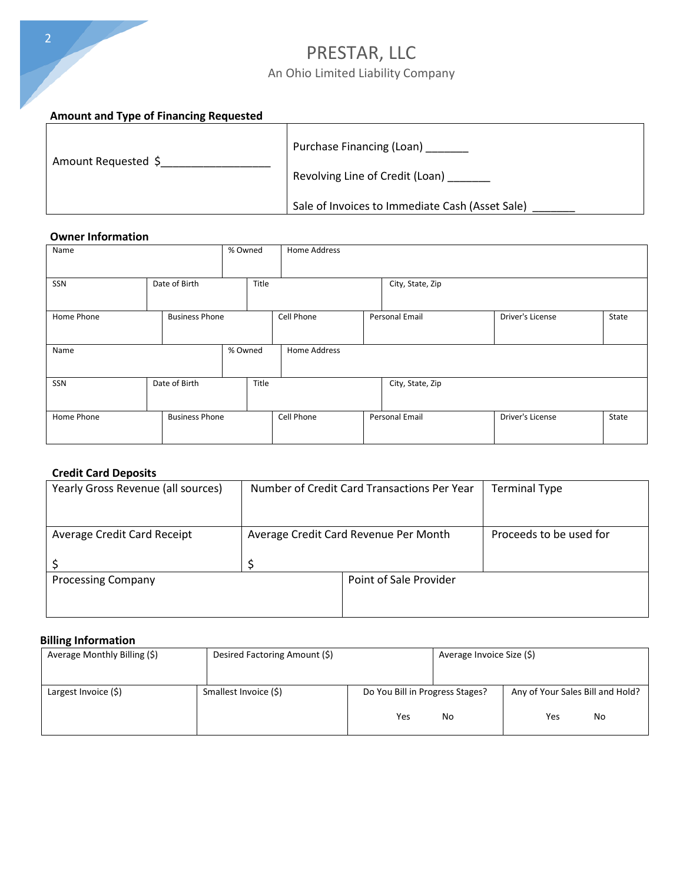# PRESTAR, LLC

An Ohio Limited Liability Company

### Amount and Type of Financing Requested

| Amount Requested $__________________ | Purchase Financing (Loan) _______<br><br>Revolving Line of Credit (Loan) _______<br><br>Sale of Invoices to Immediate Cash (Asset Sale) _______ |
|---|---|

### Owner Information

| Name | | % Owned | Home Address | | |
|---|---|---|---|---|---|
| SSN | Date of Birth | Title | City, State, Zip | | |
| Home Phone | Business Phone | Cell Phone | Personal Email | Driver's License | State |
| Name | | % Owned | Home Address | | |
| SSN | Date of Birth | Title | City, State, Zip | | |
| Home Phone | Business Phone | Cell Phone | Personal Email | Driver's License | State |

### Credit Card Deposits

| Yearly Gross Revenue (all sources) | Number of Credit Card Transactions Per Year | Terminal Type |
|---|---|---|
| Average Credit Card Receipt<br><br>$ | Average Credit Card Revenue Per Month<br><br>$ | Proceeds to be used for |
| Processing Company | Point of Sale Provider | |

### Billing Information

| Average Monthly Billing ($) | Desired Factoring Amount ($) | | Average Invoice Size ($) |
|---|---|---|---|
| Largest Invoice ($) | Smallest Invoice ($) | Do You Bill in Progress Stages?<br><br>Yes No | Any of Your Sales Bill and Hold?<br><br>Yes No |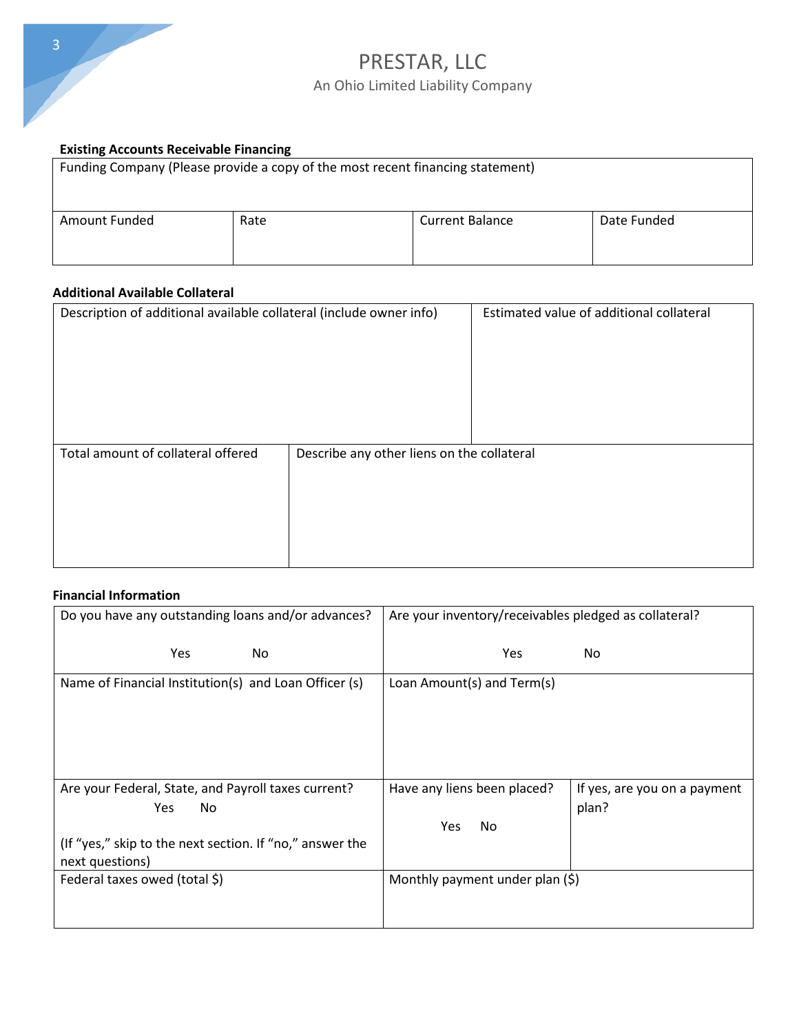# PRESTAR, LLC

An Ohio Limited Liability Company

**Existing Accounts Receivable Financing**

| Funding Company (Please provide a copy of the most recent financing statement) | | | |
|---|---|---|---|
| Amount Funded | Rate | Current Balance | Date Funded |

**Additional Available Collateral**

| Description of additional available collateral (include owner info) | Estimated value of additional collateral |
|---|---|
| Total amount of collateral offered | Describe any other liens on the collateral |

**Financial Information**

| Do you have any outstanding loans and/or advances?<br>Yes No | Are your inventory/receivables pledged as collateral?<br>Yes No | |
|---|---|---|
| Name of Financial Institution(s) and Loan Officer (s) | Loan Amount(s) and Term(s) | |
| Are your Federal, State, and Payroll taxes current?<br>Yes No<br>(If "yes," skip to the next section. If "no," answer the next questions) | Have any liens been placed?<br>Yes No | If yes, are you on a payment plan? |
| Federal taxes owed (total $) | Monthly payment under plan ($) | |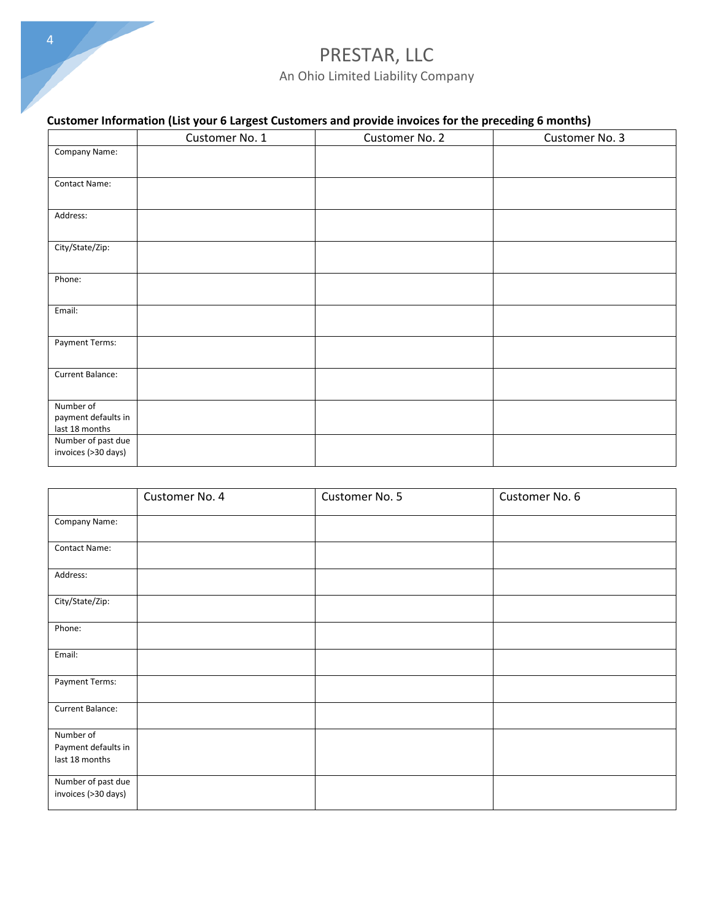# PRESTAR, LLC

An Ohio Limited Liability Company

**Customer Information (List your 6 Largest Customers and provide invoices for the preceding 6 months)**

| | Customer No. 1 | Customer No. 2 | Customer No. 3 |
|---|---|---|---|
| Company Name: | | | |
| Contact Name: | | | |
| Address: | | | |
| City/State/Zip: | | | |
| Phone: | | | |
| Email: | | | |
| Payment Terms: | | | |
| Current Balance: | | | |
| Number of payment defaults in last 18 months | | | |
| Number of past due invoices (>30 days) | | | |

| | Customer No. 4 | Customer No. 5 | Customer No. 6 |
|---|---|---|---|
| Company Name: | | | |
| Contact Name: | | | |
| Address: | | | |
| City/State/Zip: | | | |
| Phone: | | | |
| Email: | | | |
| Payment Terms: | | | |
| Current Balance: | | | |
| Number of Payment defaults in last 18 months | | | |
| Number of past due invoices (>30 days) | | | |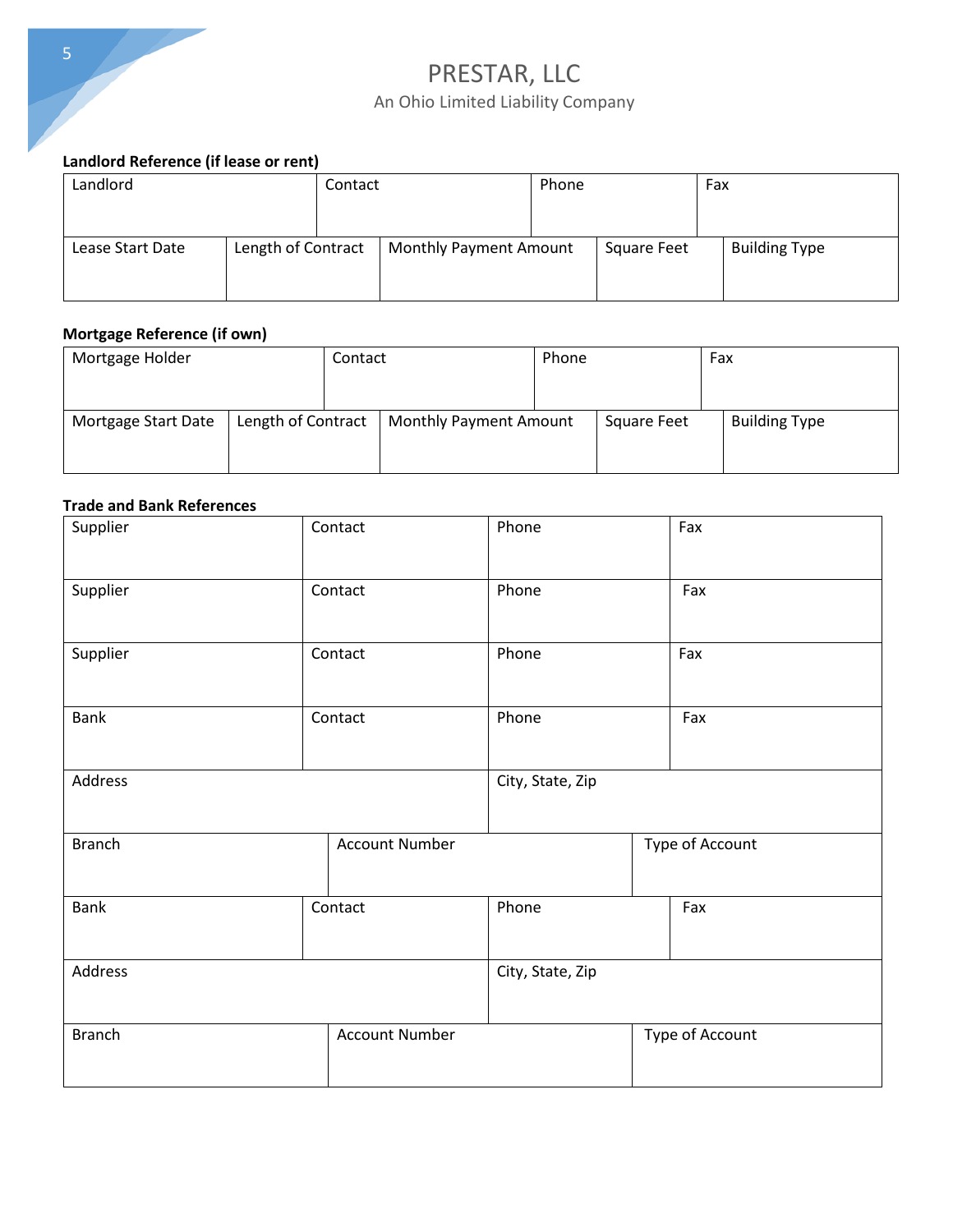# PRESTAR, LLC

An Ohio Limited Liability Company

**Landlord Reference (if lease or rent)**

| Landlord | Contact | Phone | Fax | |
|---|---|---|---|---|
| Lease Start Date | Length of Contract | Monthly Payment Amount | Square Feet | Building Type |
| | | | | |

**Mortgage Reference (if own)**

| Mortgage Holder | Contact | Phone | Fax | |
|---|---|---|---|---|
| Mortgage Start Date | Length of Contract | Monthly Payment Amount | Square Feet | Building Type |
| | | | | |

**Trade and Bank References**

| Supplier | Contact | Phone | Fax |
|---|---|---|---|
| Supplier | Contact | Phone | Fax |
| Supplier | Contact | Phone | Fax |
| Bank | Contact | Phone | Fax |
| Address | | City, State, Zip | |
| Branch | Account Number | | Type of Account |
| Bank | Contact | Phone | Fax |
| Address | | City, State, Zip | |
| Branch | Account Number | | Type of Account |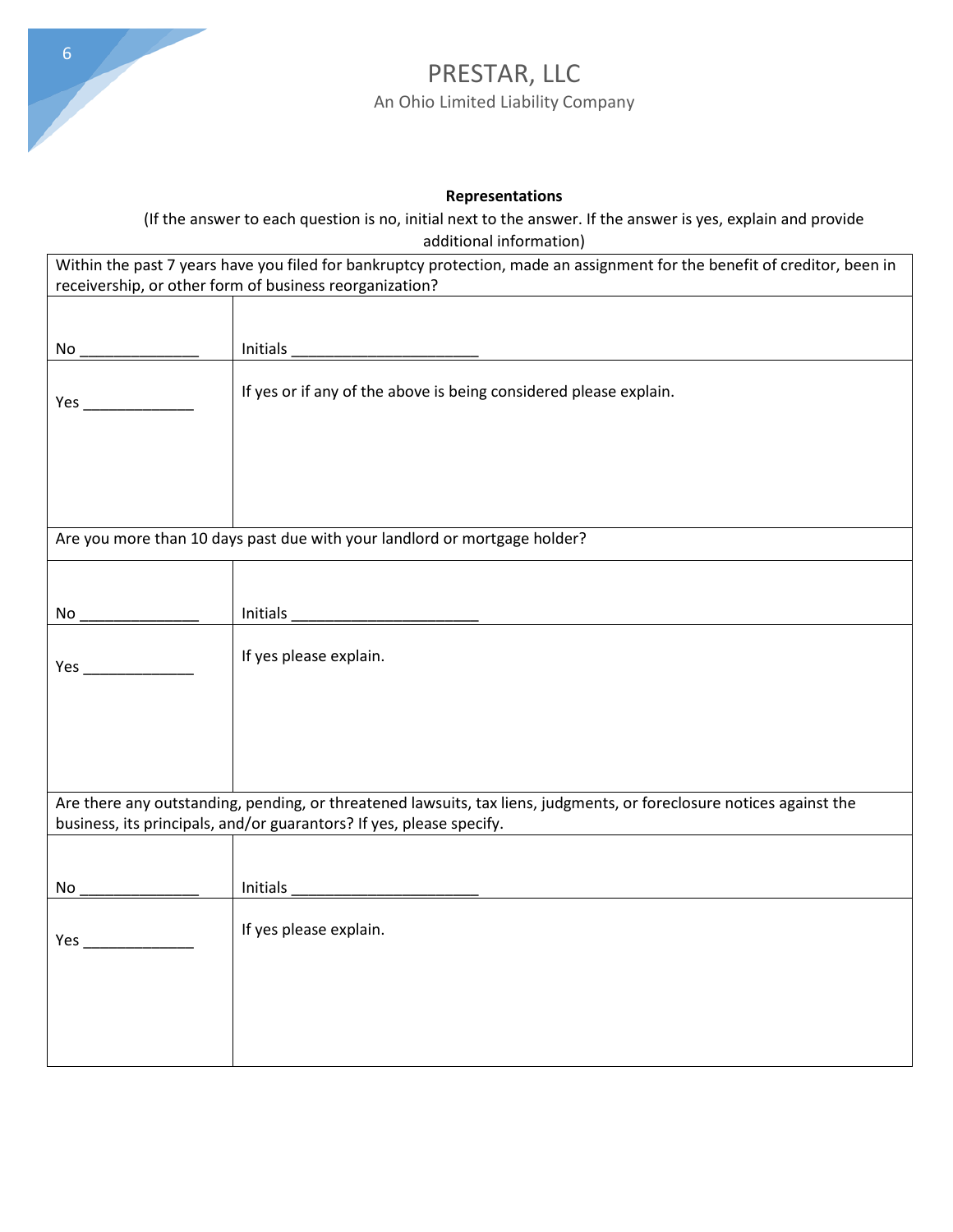# PRESTAR, LLC

An Ohio Limited Liability Company

**Representations**

(If the answer to each question is no, initial next to the answer. If the answer is yes, explain and provide additional information)

| Within the past 7 years have you filed for bankruptcy protection, made an assignment for the benefit of creditor, been in receivership, or other form of business reorganization? | |
|---|---|
| No ______________ | Initials ______________________ |
| Yes _____________ | If yes or if any of the above is being considered please explain. |
| Are you more than 10 days past due with your landlord or mortgage holder? | |
| No ______________ | Initials ______________________ |
| Yes _____________ | If yes please explain. |
| Are there any outstanding, pending, or threatened lawsuits, tax liens, judgments, or foreclosure notices against the business, its principals, and/or guarantors? If yes, please specify. | |
| No ______________ | Initials ______________________ |
| Yes _____________ | If yes please explain. |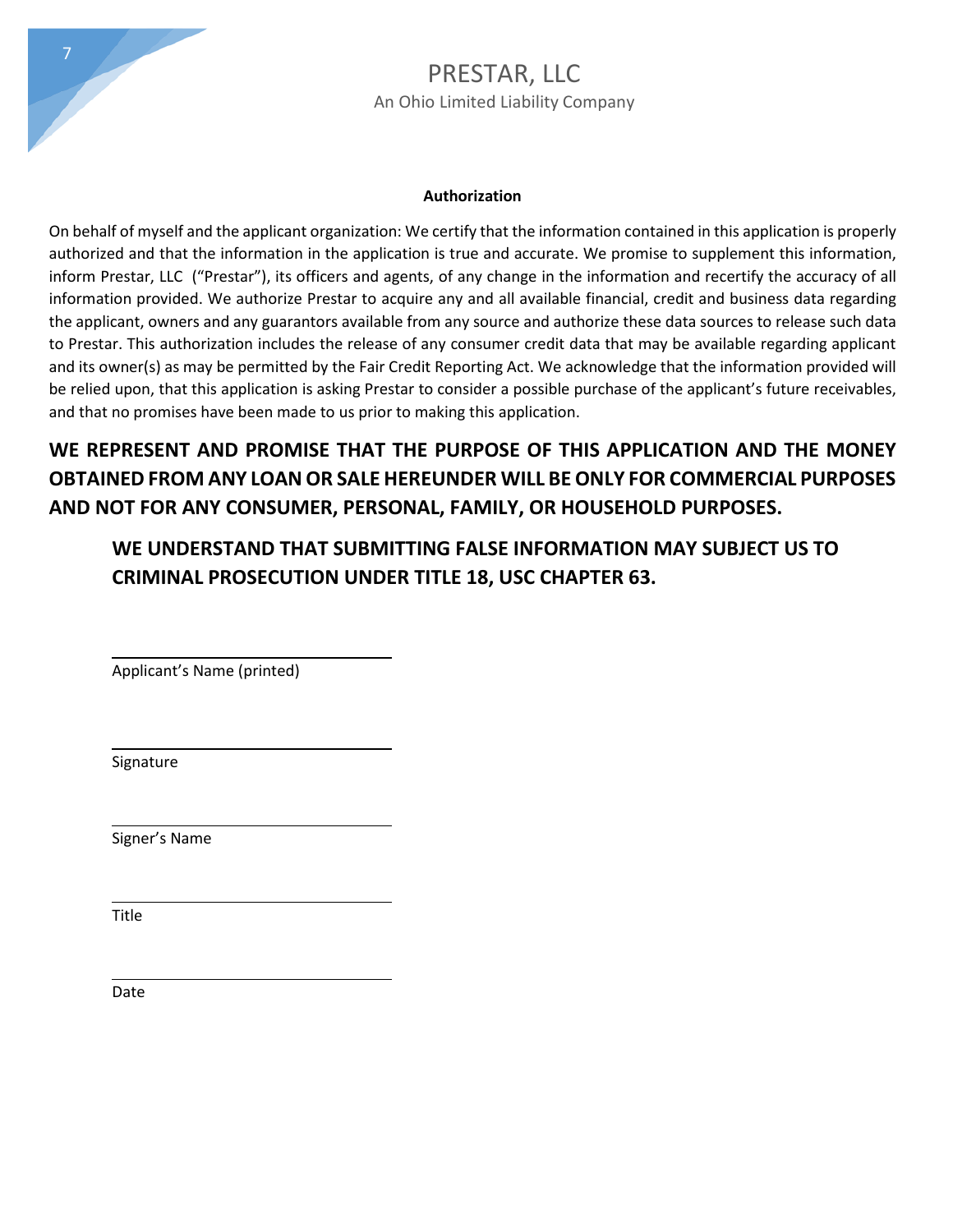# PRESTAR, LLC

An Ohio Limited Liability Company

**Authorization**

On behalf of myself and the applicant organization: We certify that the information contained in this application is properly authorized and that the information in the application is true and accurate. We promise to supplement this information, inform Prestar, LLC ("Prestar"), its officers and agents, of any change in the information and recertify the accuracy of all information provided. We authorize Prestar to acquire any and all available financial, credit and business data regarding the applicant, owners and any guarantors available from any source and authorize these data sources to release such data to Prestar. This authorization includes the release of any consumer credit data that may be available regarding applicant and its owner(s) as may be permitted by the Fair Credit Reporting Act. We acknowledge that the information provided will be relied upon, that this application is asking Prestar to consider a possible purchase of the applicant's future receivables, and that no promises have been made to us prior to making this application.

**WE REPRESENT AND PROMISE THAT THE PURPOSE OF THIS APPLICATION AND THE MONEY OBTAINED FROM ANY LOAN OR SALE HEREUNDER WILL BE ONLY FOR COMMERCIAL PURPOSES AND NOT FOR ANY CONSUMER, PERSONAL, FAMILY, OR HOUSEHOLD PURPOSES.**

**WE UNDERSTAND THAT SUBMITTING FALSE INFORMATION MAY SUBJECT US TO CRIMINAL PROSECUTION UNDER TITLE 18, USC CHAPTER 63.**

______________________________
Applicant's Name (printed)

______________________________
Signature

______________________________
Signer's Name

______________________________
Title

______________________________
Date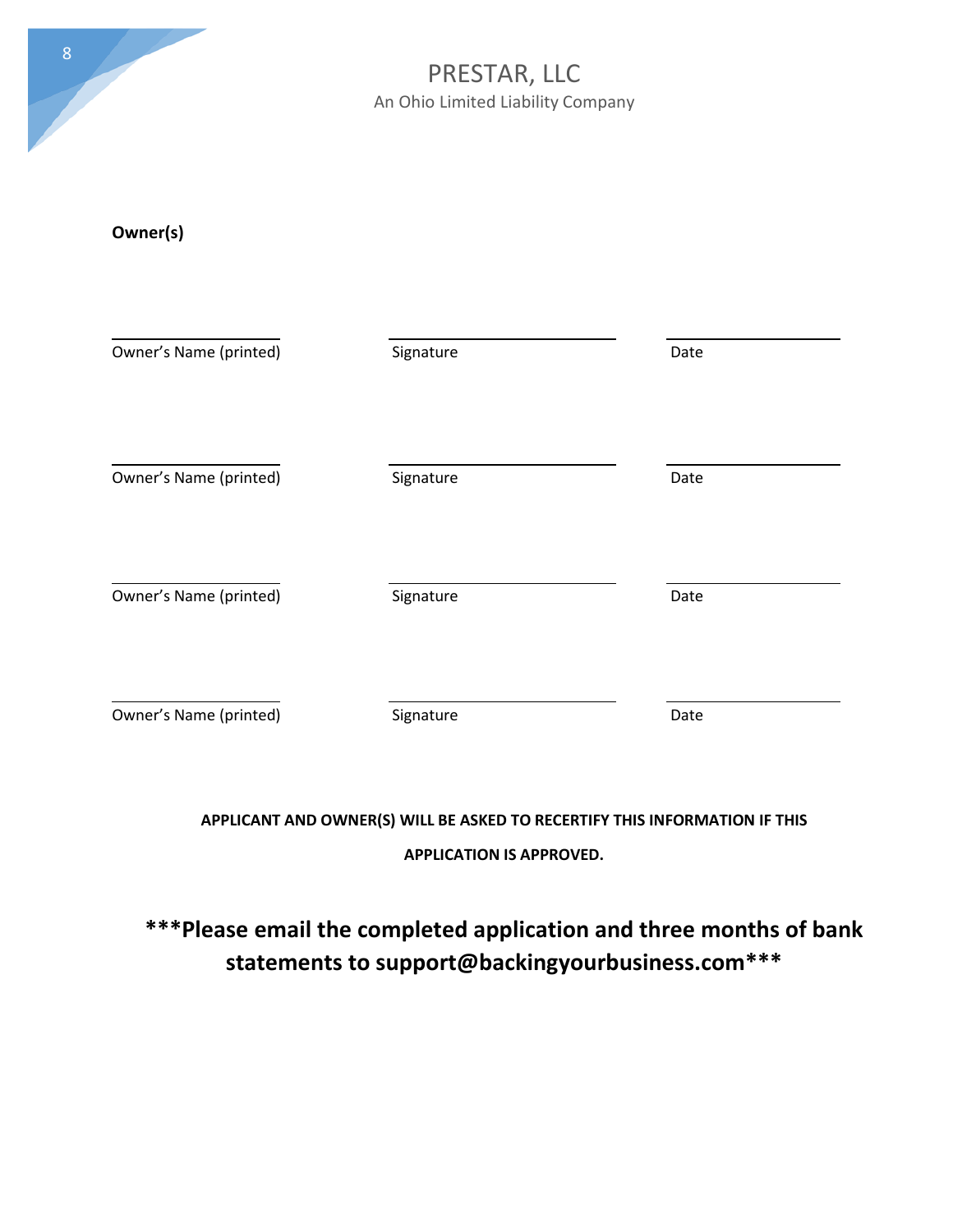**Owner(s)**

| | | |
|---|---|---|
| Owner's Name (printed) | Signature | Date |
| Owner's Name (printed) | Signature | Date |
| Owner's Name (printed) | Signature | Date |
| Owner's Name (printed) | Signature | Date |

**APPLICANT AND OWNER(S) WILL BE ASKED TO RECERTIFY THIS INFORMATION IF THIS APPLICATION IS APPROVED.**

**\*\*\*Please email the completed application and three months of bank statements to support@backingyourbusiness.com\*\*\***